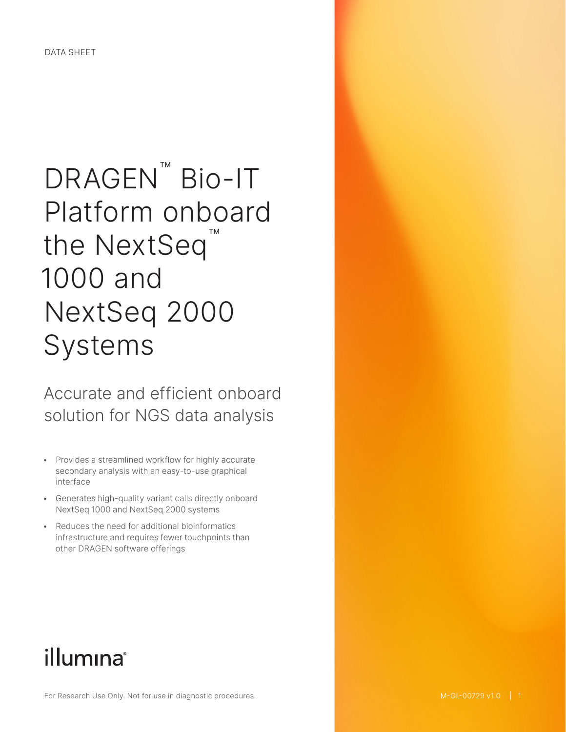DATA SHEET

# DRAGEN™ Bio-IT Platform onboard the NextSeq™ 1000 and NextSeq 2000 Systems

## Accurate and efficient onboard solution for NGS data analysis

- Provides a streamlined workflow for highly accurate secondary analysis with an easy-to-use graphical interface
- Generates high-quality variant calls directly onboard NextSeq 1000 and NextSeq 2000 systems
- Reduces the need for additional bioinformatics infrastructure and requires fewer touchpoints than other DRAGEN software offerings

illumina®

For Research Use Only. Not for use in diagnostic procedures.

M-GL-00729 v1.0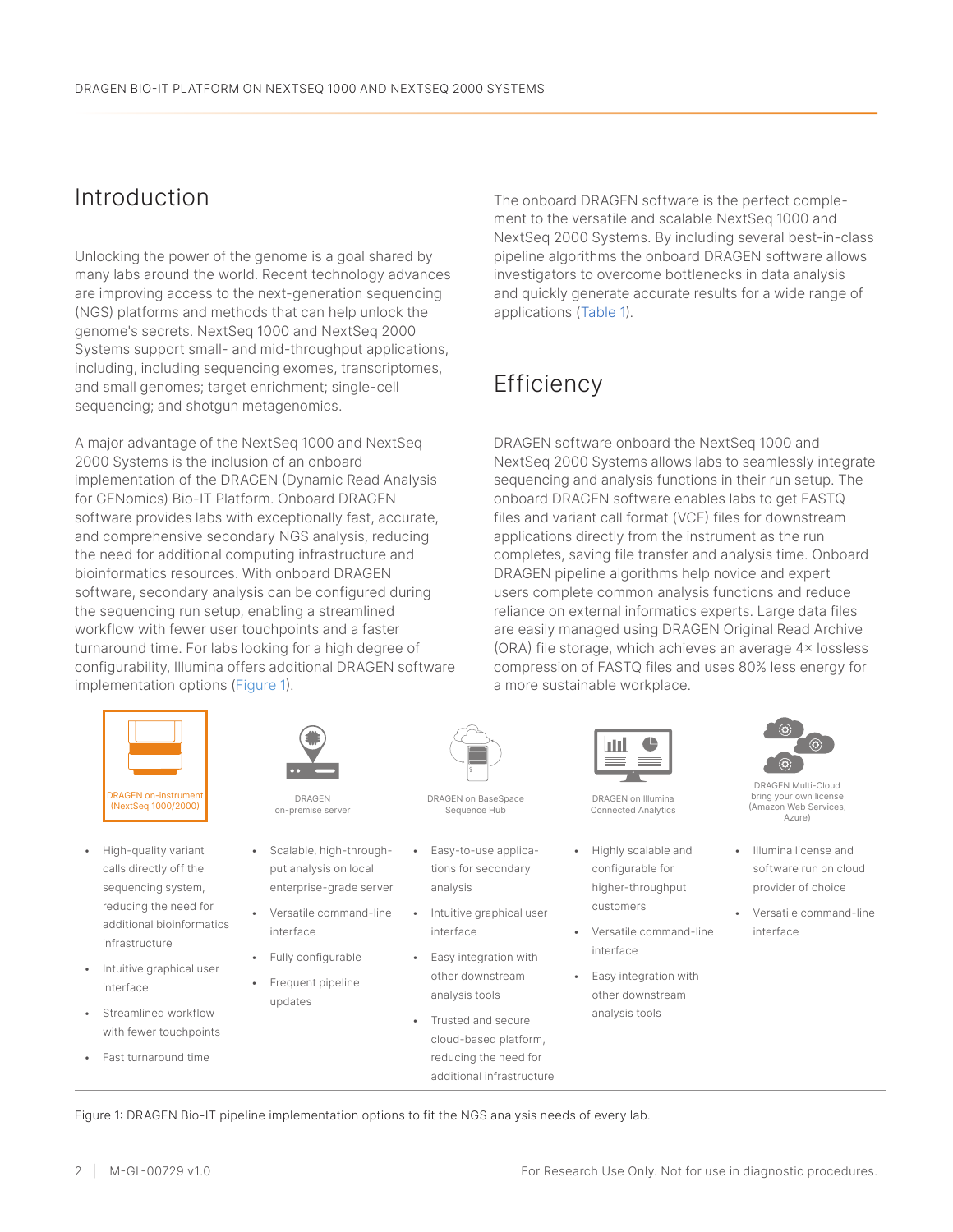## Introduction

Unlocking the power of the genome is a goal shared by many labs around the world. Recent technology advances are improving access to the next-generation sequencing (NGS) platforms and methods that can help unlock the genome's secrets. NextSeq 1000 and NextSeq 2000 Systems support small- and mid-throughput applications, including, including sequencing exomes, transcriptomes, and small genomes; target enrichment; single-cell sequencing; and shotgun metagenomics.

A major advantage of the NextSeq 1000 and NextSeq 2000 Systems is the inclusion of an onboard implementation of the DRAGEN (Dynamic Read Analysis for GENomics) Bio-IT Platform. Onboard DRAGEN software provides labs with exceptionally fast, accurate, and comprehensive secondary NGS analysis, reducing the need for additional computing infrastructure and bioinformatics resources. With onboard DRAGEN software, secondary analysis can be configured during the sequencing run setup, enabling a streamlined workflow with fewer user touchpoints and a faster turnaround time. For labs looking for a high degree of configurability, Illumina offers additional DRAGEN software implementation options (Figure 1).

The onboard DRAGEN software is the perfect complement to the versatile and scalable NextSeq 1000 and NextSeq 2000 Systems. By including several best-in-class pipeline algorithms the onboard DRAGEN software allows investigators to overcome bottlenecks in data analysis and quickly generate accurate results for a wide range of applications (Table 1).

## Efficiency

DRAGEN software onboard the NextSeq 1000 and NextSeq 2000 Systems allows labs to seamlessly integrate sequencing and analysis functions in their run setup. The onboard DRAGEN software enables labs to get FASTQ files and variant call format (VCF) files for downstream applications directly from the instrument as the run completes, saving file transfer and analysis time. Onboard DRAGEN pipeline algorithms help novice and expert users complete common analysis functions and reduce reliance on external informatics experts. Large data files are easily managed using DRAGEN Original Read Archive (ORA) file storage, which achieves an average 4× lossless compression of FASTQ files and uses 80% less energy for a more sustainable workplace.

| DRAGEN on-instrument (NextSeq 1000/2000) | DRAGEN on-premise server | DRAGEN on BaseSpace Sequence Hub | DRAGEN on Illumina Connected Analytics | DRAGEN Multi-Cloud bring your own license (Amazon Web Services, Azure) |
|---|---|---|---|---|
| • High-quality variant calls directly off the sequencing system, reducing the need for additional bioinformatics infrastructure<br>• Intuitive graphical user interface<br>• Streamlined workflow with fewer touchpoints<br>• Fast turnaround time | • Scalable, high-throughput analysis on local enterprise-grade server<br>• Versatile command-line interface<br>• Fully configurable<br>• Frequent pipeline updates | • Easy-to-use applications for secondary analysis<br>• Intuitive graphical user interface<br>• Easy integration with other downstream analysis tools<br>• Trusted and secure cloud-based platform, reducing the need for additional infrastructure | • Highly scalable and configurable for higher-throughput customers<br>• Versatile command-line interface<br>• Easy integration with other downstream analysis tools | • Illumina license and software run on cloud provider of choice<br>• Versatile command-line interface |

Figure 1: DRAGEN Bio-IT pipeline implementation options to fit the NGS analysis needs of every lab.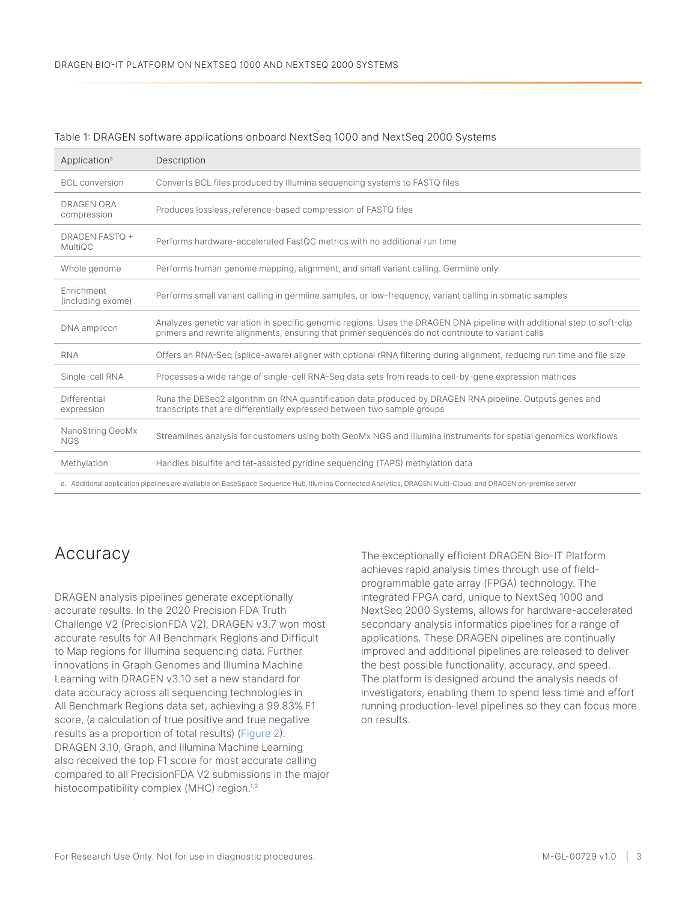Table 1: DRAGEN software applications onboard NextSeq 1000 and NextSeq 2000 Systems

| Application[a] | Description |
| --- | --- |
| BCL conversion | Converts BCL files produced by Illumina sequencing systems to FASTQ files |
| DRAGEN ORA compression | Produces lossless, reference-based compression of FASTQ files |
| DRAGEN FASTQ + MultiQC | Performs hardware-accelerated FastQC metrics with no additional run time |
| Whole genome | Performs human genome mapping, alignment, and small variant calling. Germline only |
| Enrichment (including exome) | Performs small variant calling in germline samples, or low-frequency, variant calling in somatic samples |
| DNA amplicon | Analyzes genetic variation in specific genomic regions. Uses the DRAGEN DNA pipeline with additional step to soft-clip primers and rewrite alignments, ensuring that primer sequences do not contribute to variant calls |
| RNA | Offers an RNA-Seq (splice-aware) aligner with optional rRNA filtering during alignment, reducing run time and file size |
| Single-cell RNA | Processes a wide range of single-cell RNA-Seq data sets from reads to cell-by-gene expression matrices |
| Differential expression | Runs the DESeq2 algorithm on RNA quantification data produced by DRAGEN RNA pipeline. Outputs genes and transcripts that are differentially expressed between two sample groups |
| NanoString GeoMx NGS | Streamlines analysis for customers using both GeoMx NGS and Illumina instruments for spatial genomics workflows |
| Methylation | Handles bisulfite and tet-assisted pyridine sequencing (TAPS) methylation data |

a. Additional application pipelines are available on BaseSpace Sequence Hub, Illumina Connected Analytics, DRAGEN Multi-Cloud, and DRAGEN on-premise server

## Accuracy

DRAGEN analysis pipelines generate exceptionally accurate results. In the 2020 Precision FDA Truth Challenge V2 (PrecisionFDA V2), DRAGEN v3.7 won most accurate results for All Benchmark Regions and Difficult to Map regions for Illumina sequencing data. Further innovations in Graph Genomes and Illumina Machine Learning with DRAGEN v3.10 set a new standard for data accuracy across all sequencing technologies in All Benchmark Regions data set, achieving a 99.83% F1 score, (a calculation of true positive and true negative results as a proportion of total results) (Figure 2). DRAGEN 3.10, Graph, and Illumina Machine Learning also received the top F1 score for most accurate calling compared to all PrecisionFDA V2 submissions in the major histocompatibility complex (MHC) region.[1,2]

The exceptionally efficient DRAGEN Bio-IT Platform achieves rapid analysis times through use of field-programmable gate array (FPGA) technology. The integrated FPGA card, unique to NextSeq 1000 and NextSeq 2000 Systems, allows for hardware-accelerated secondary analysis informatics pipelines for a range of applications. These DRAGEN pipelines are continually improved and additional pipelines are released to deliver the best possible functionality, accuracy, and speed. The platform is designed around the analysis needs of investigators, enabling them to spend less time and effort running production-level pipelines so they can focus more on results.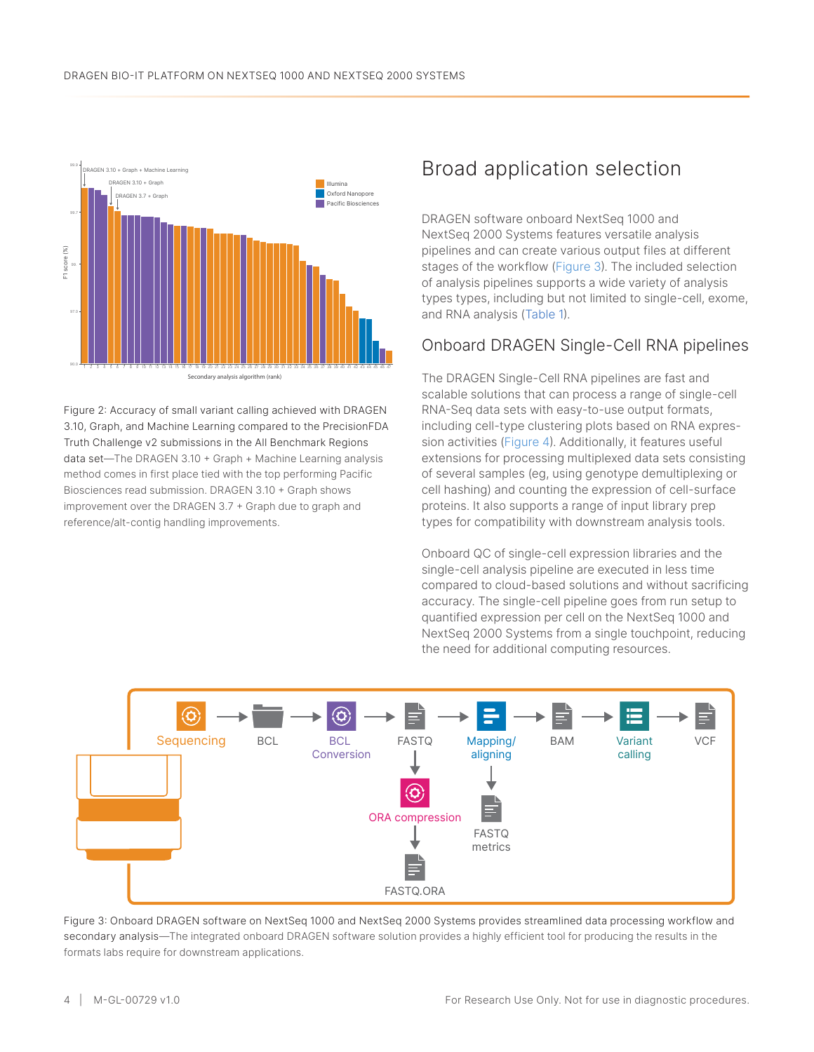Figure 2: Accuracy of small variant calling achieved with DRAGEN 3.10, Graph, and Machine Learning compared to the PrecisionFDA Truth Challenge v2 submissions in the All Benchmark Regions data set—The DRAGEN 3.10 + Graph + Machine Learning analysis method comes in first place tied with the top performing Pacific Biosciences read submission. DRAGEN 3.10 + Graph shows improvement over the DRAGEN 3.7 + Graph due to graph and reference/alt-contig handling improvements.

## Broad application selection

DRAGEN software onboard NextSeq 1000 and NextSeq 2000 Systems features versatile analysis pipelines and can create various output files at different stages of the workflow (Figure 3). The included selection of analysis pipelines supports a wide variety of analysis types types, including but not limited to single-cell, exome, and RNA analysis (Table 1).

### Onboard DRAGEN Single-Cell RNA pipelines

The DRAGEN Single-Cell RNA pipelines are fast and scalable solutions that can process a range of single-cell RNA-Seq data sets with easy-to-use output formats, including cell-type clustering plots based on RNA expression activities (Figure 4). Additionally, it features useful extensions for processing multiplexed data sets consisting of several samples (eg, using genotype demultiplexing or cell hashing) and counting the expression of cell-surface proteins. It also supports a range of input library prep types for compatibility with downstream analysis tools.

Onboard QC of single-cell expression libraries and the single-cell analysis pipeline are executed in less time compared to cloud-based solutions and without sacrificing accuracy. The single-cell pipeline goes from run setup to quantified expression per cell on the NextSeq 1000 and NextSeq 2000 Systems from a single touchpoint, reducing the need for additional computing resources.

Figure 3: Onboard DRAGEN software on NextSeq 1000 and NextSeq 2000 Systems provides streamlined data processing workflow and secondary analysis—The integrated onboard DRAGEN software solution provides a highly efficient tool for producing the results in the formats labs require for downstream applications.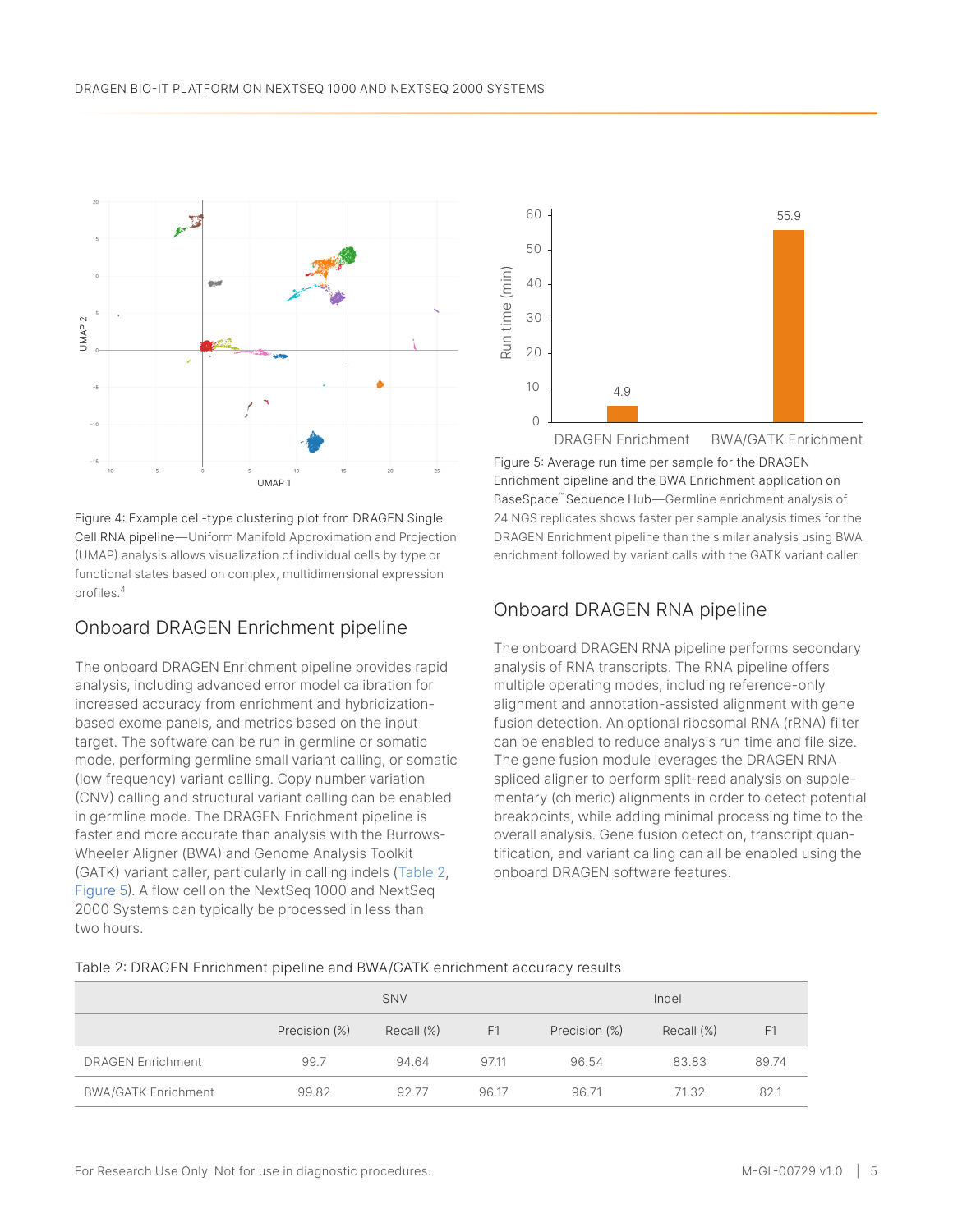Figure 4: Example cell-type clustering plot from DRAGEN Single Cell RNA pipeline—Uniform Manifold Approximation and Projection (UMAP) analysis allows visualization of individual cells by type or functional states based on complex, multidimensional expression profiles.[4]

## Onboard DRAGEN Enrichment pipeline

The onboard DRAGEN Enrichment pipeline provides rapid analysis, including advanced error model calibration for increased accuracy from enrichment and hybridization-based exome panels, and metrics based on the input target. The software can be run in germline or somatic mode, performing germline small variant calling, or somatic (low frequency) variant calling. Copy number variation (CNV) calling and structural variant calling can be enabled in germline mode. The DRAGEN Enrichment pipeline is faster and more accurate than analysis with the Burrows-Wheeler Aligner (BWA) and Genome Analysis Toolkit (GATK) variant caller, particularly in calling indels (Table 2, Figure 5). A flow cell on the NextSeq 1000 and NextSeq 2000 Systems can typically be processed in less than two hours.

Figure 5: Average run time per sample for the DRAGEN Enrichment pipeline and the BWA Enrichment application on BaseSpace™ Sequence Hub—Germline enrichment analysis of 24 NGS replicates shows faster per sample analysis times for the DRAGEN Enrichment pipeline than the similar analysis using BWA enrichment followed by variant calls with the GATK variant caller.

## Onboard DRAGEN RNA pipeline

The onboard DRAGEN RNA pipeline performs secondary analysis of RNA transcripts. The RNA pipeline offers multiple operating modes, including reference-only alignment and annotation-assisted alignment with gene fusion detection. An optional ribosomal RNA (rRNA) filter can be enabled to reduce analysis run time and file size. The gene fusion module leverages the DRAGEN RNA spliced aligner to perform split-read analysis on supplementary (chimeric) alignments in order to detect potential breakpoints, while adding minimal processing time to the overall analysis. Gene fusion detection, transcript quantification, and variant calling can all be enabled using the onboard DRAGEN software features.

Table 2: DRAGEN Enrichment pipeline and BWA/GATK enrichment accuracy results

| | SNV | | | Indel | | |
|---|---|---|---|---|---|---|
| | Precision (%) | Recall (%) | F1 | Precision (%) | Recall (%) | F1 |
| DRAGEN Enrichment | 99.7 | 94.64 | 97.11 | 96.54 | 83.83 | 89.74 |
| BWA/GATK Enrichment | 99.82 | 92.77 | 96.17 | 96.71 | 71.32 | 82.1 |

For Research Use Only. Not for use in diagnostic procedures.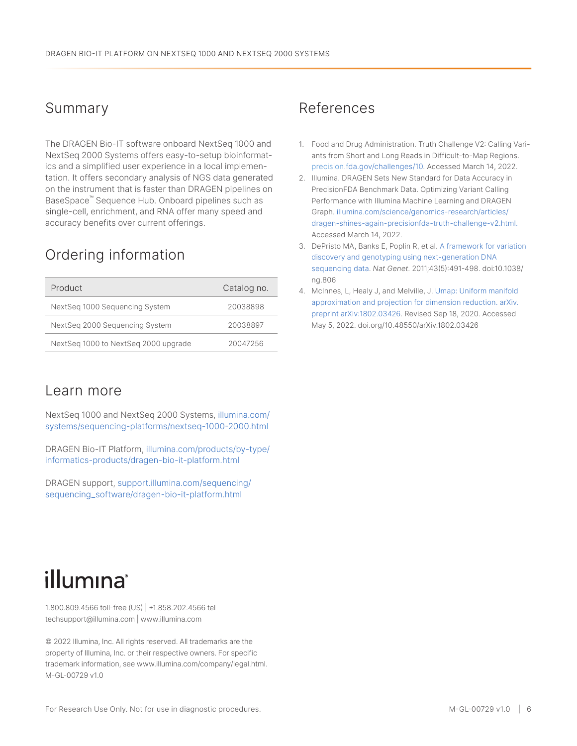## Summary

The DRAGEN Bio-IT software onboard NextSeq 1000 and NextSeq 2000 Systems offers easy-to-setup bioinformatics and a simplified user experience in a local implementation. It offers secondary analysis of NGS data generated on the instrument that is faster than DRAGEN pipelines on BaseSpace™ Sequence Hub. Onboard pipelines such as single-cell, enrichment, and RNA offer many speed and accuracy benefits over current offerings.

## Ordering information

| Product | Catalog no. |
|---|---|
| NextSeq 1000 Sequencing System | 20038898 |
| NextSeq 2000 Sequencing System | 20038897 |
| NextSeq 1000 to NextSeq 2000 upgrade | 20047256 |

## Learn more

NextSeq 1000 and NextSeq 2000 Systems, illumina.com/systems/sequencing-platforms/nextseq-1000-2000.html

DRAGEN Bio-IT Platform, illumina.com/products/by-type/informatics-products/dragen-bio-it-platform.html

DRAGEN support, support.illumina.com/sequencing/sequencing_software/dragen-bio-it-platform.html

## References

1. Food and Drug Administration. Truth Challenge V2: Calling Variants from Short and Long Reads in Difficult-to-Map Regions. precision.fda.gov/challenges/10. Accessed March 14, 2022.
2. Illumina. DRAGEN Sets New Standard for Data Accuracy in PrecisionFDA Benchmark Data. Optimizing Variant Calling Performance with Illumina Machine Learning and DRAGEN Graph. illumina.com/science/genomics-research/articles/dragen-shines-again-precisionfda-truth-challenge-v2.html. Accessed March 14, 2022.
3. DePristo MA, Banks E, Poplin R, et al. A framework for variation discovery and genotyping using next-generation DNA sequencing data. *Nat Genet.* 2011;43(5):491-498. doi:10.1038/ng.806
4. McInnes, L, Healy J, and Melville, J. Umap: Uniform manifold approximation and projection for dimension reduction. arXiv. preprint arXiv:1802.03426. Revised Sep 18, 2020. Accessed May 5, 2022. doi.org/10.48550/arXiv.1802.03426

illumina®

1.800.809.4566 toll-free (US) | +1.858.202.4566 tel
techsupport@illumina.com | www.illumina.com

© 2022 Illumina, Inc. All rights reserved. All trademarks are the property of Illumina, Inc. or their respective owners. For specific trademark information, see www.illumina.com/company/legal.html.
M-GL-00729 v1.0

For Research Use Only. Not for use in diagnostic procedures.